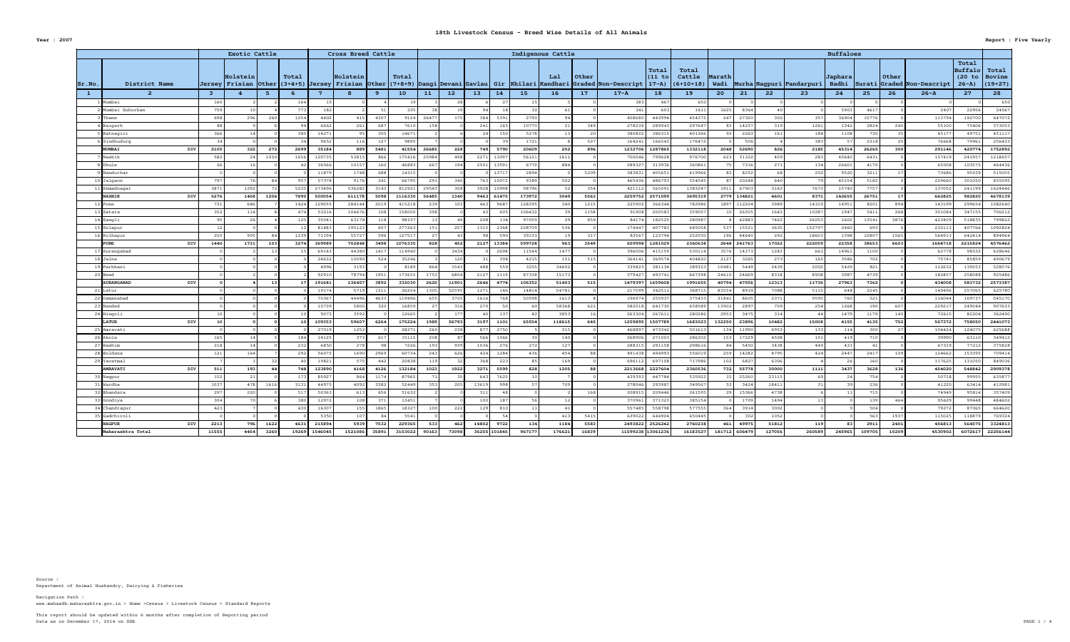**Year : 2007** **Report : Five Yearly**

## 18th Livestock Census - Breed Wise Details of All Animals

| | | Exotic Cattle | | | | Cross Breed Cattle | | | | Indigenous Cattle | | | | | | | | | | | Buffaloes | | | | | | | | | | |
|---|---|---|---|---|---|---|---|---|---|---|---|---|---|---|---|---|---|---|---|---|---|---|---|---|---|---|---|---|---|---|---|
| Sr.No. | District Name | Jersey | Holstein Frisian | Other | Total (3+4+5) | Jersey | Holstein Frisian | Other | Total (7+8+9) | Dangi | Devani | Gavlau | Gir | Khilari | Lal Kandhari | Other Graded | Non-Descript | Total (11 to 17-A) | Total Cattle (6+10+18) | Marath Wadi | Murha | Nagpuri | Pandarpuri | Japhara Badhi | Surati | Other Graded | Non-Descript | Total Buffalo (20 to 26-A) | Total Bovine (19+27) |
| 1 | 2 | 3 | 4 | 5 | 6 | 7 | 8 | 9 | 10 | 11 | 12 | 13 | 14 | 15 | 16 | 17 | 17-A | 18 | 19 | 20 | 21 | 22 | 23 | 24 | 25 | 26 | 26-A | 27 | 28 |
| 1 | Mumbai | 160 | 2 | 2 | 164 | 15 | 0 | 4 | 19 | 3 | 28 | 6 | 27 | 15 | 5 | 0 | 383 | 467 | 650 | 0 | 0 | 0 | 0 | 0 | 0 | 0 | 0 | 0 | 650 |
| 2 | Mumbai Suburban | 759 | 10 | 4 | 773 | 182 | 2 | 51 | 235 | 38 | 19 | 94 | 18 | 32 | 61 | 0 | 341 | 603 | 1611 | 1625 | 8364 | 40 | 0 | 5903 | 4617 | 0 | 2407 | 22956 | 24567 |
| 3 | Thane | 698 | 296 | 260 | 1254 | 4402 | 415 | 4307 | 9124 | 26477 | 175 | 384 | 5391 | 2793 | 94 | 0 | 408680 | 443994 | 454372 | 247 | 27320 | 302 | 357 | 36904 | 15776 | 0 | 111794 | 192700 | 647072 |
| 4 | Raigarh | 88 | 0 | 6 | 94 | 6662 | 261 | 687 | 7610 | 158 | 0 | 241 | 165 | 10770 | 21 | 349 | 278239 | 289943 | 297647 | 83 | 14237 | 319 | 1261 | 1342 | 2824 | 240 | 55100 | 75406 | 373053 |
| 5 | Ratnagiri | 366 | 14 | 0 | 380 | 14271 | 95 | 305 | 14671 | 2 | 6 | 24 | 150 | 5278 | 13 | 20 | 380822 | 386315 | 401366 | 93 | 2263 | 161 | 184 | 1108 | 730 | 35 | 45177 | 49751 | 451117 |
| 6 | Sindhudurg | 34 | 0 | 0 | 34 | 9652 | 116 | 127 | 9895 | 7 | 0 | 0 | 39 | 1721 | 8 | 527 | 164241 | 166543 | 176472 | 0 | 506 | 4 | 383 | 57 | 2318 | 25 | 76668 | 79961 | 256433 |
| | MUMBAI DIV | 2105 | 322 | 272 | 2699 | 35184 | 889 | 5481 | 41554 | 26685 | 228 | 749 | 5790 | 20609 | 202 | 896 | 1232706 | 1287865 | 1332118 | 2048 | 52690 | 826 | 2185 | 45314 | 26265 | 300 | 291146 | 420774 | 1752892 |
| 7 | Nashik | 582 | 24 | 1050 | 1656 | 120735 | 53815 | 866 | 175416 | 25984 | 498 | 2271 | 13097 | 56121 | 1611 | 0 | 700046 | 799628 | 976700 | 623 | 31102 | 459 | 283 | 45640 | 6431 | 0 | 157419 | 241957 | 1218657 |
| 8 | Dhule | 26 | 16 | 0 | 42 | 36566 | 10157 | 160 | 46883 | 667 | 194 | 2501 | 13591 | 6772 | 884 | 0 | 289327 | 313936 | 360861 | 75 | 7316 | 271 | 134 | 26601 | 4170 | 0 | 65008 | 103575 | 464436 |
| 9 | Nandurbar | 0 | 0 | 0 | 0 | 11879 | 1748 | 688 | 14315 | 0 | 0 | 0 | 13717 | 2894 | 0 | 5209 | 383831 | 405651 | 419966 | 83 | 8252 | 68 | 202 | 9520 | 3211 | 17 | 73686 | 95039 | 515005 |
| 10 | Jalgaon | 797 | 76 | 84 | 957 | 57378 | 9176 | 241 | 66795 | 291 | 340 | 763 | 10072 | 9389 | 502 | 0 | 465436 | 486793 | 554545 | 87 | 20248 | 640 | 79 | 45154 | 5182 | 0 | 229660 | 301050 | 855595 |
| 11 | Ahmadnagar | 3871 | 1292 | 72 | 5235 | 273496 | 536282 | 3143 | 812921 | 29543 | 308 | 3928 | 10998 | 98796 | 52 | 354 | 421112 | 565091 | 1383247 | 1911 | 67903 | 3163 | 7673 | 15740 | 7757 | 0 | 137052 | 241199 | 1624446 |
| | NASHIK DIV | 5276 | 1408 | 1206 | 7890 | 500054 | 611178 | 5098 | 1116330 | 56485 | 1340 | 9463 | 61475 | 173972 | 3049 | 5563 | 2259752 | 2571099 | 3695319 | 2779 | 134821 | 4601 | 8371 | 142655 | 26751 | 17 | 662825 | 982820 | 4678139 |
| 12 | Pune | 731 | 686 | 7 | 1424 | 129055 | 284144 | 2019 | 415218 | 239 | 103 | 463 | 9687 | 128395 | 340 | 1215 | 225902 | 366344 | 782986 | 1897 | 112204 | 3989 | 14319 | 14951 | 8201 | 894 | 143199 | 299654 | 1082640 |
| 13 | Satara | 352 | 114 | 8 | 474 | 53216 | 104676 | 108 | 158000 | 398 | 0 | 43 | 605 | 106432 | 39 | 1158 | 91908 | 200583 | 359057 | 10 | 26505 | 1643 | 10287 | 1947 | 5411 | 268 | 301084 | 347155 | 706212 |
| 14 | Sangli | 95 | 26 | 4 | 125 | 35041 | 63178 | 118 | 98337 | 13 | 49 | 208 | 134 | 97059 | 29 | 859 | 84174 | 182525 | 280987 | 8 | 42883 | 7463 | 26053 | 1602 | 13541 | 3876 | 423409 | 518835 | 799822 |
| 15 | Solapur | 12 | 0 | 0 | 12 | 81483 | 195123 | 657 | 277263 | 151 | 257 | 1315 | 2368 | 228709 | 536 | 0 | 174447 | 407783 | 685058 | 537 | 15531 | 3635 | 152797 | 2460 | 693 | 0 | 232113 | 407766 | 1092824 |
| 16 | Kolhapur | 250 | 905 | 84 | 1239 | 71194 | 55727 | 596 | 127517 | 27 | 43 | 98 | 590 | 39133 | 19 | 317 | 83567 | 123794 | 252550 | 196 | 44640 | 292 | 18603 | 1398 | 10807 | 1565 | 564013 | 642414 | 894964 |
| | PUNE DIV | 1440 | 1731 | 103 | 3274 | 369989 | 702848 | 3498 | 1076335 | 828 | 452 | 2127 | 13384 | 599728 | 963 | 3549 | 659998 | 1281029 | 2360638 | 2648 | 241763 | 17022 | 222059 | 22358 | 38653 | 6603 | 1664718 | 2215824 | 4576462 |
| 17 | Aurangabad | 0 | 2 | 13 | 15 | 69143 | 44380 | 1417 | 114940 | 0 | 3434 | 0 | 2698 | 11544 | 1477 | 0 | 396006 | 415159 | 530114 | 3576 | 14173 | 1283 | 661 | 14961 | 1100 | 0 | 62778 | 98532 | 628646 |
| 18 | Jalna | 0 | 0 | 0 | 0 | 24632 | 10090 | 524 | 35246 | 3 | 120 | 31 | 398 | 4215 | 151 | 515 | 364141 | 369574 | 404820 | 2127 | 3265 | 273 | 165 | 3586 | 702 | 0 | 75741 | 85859 | 490679 |
| 19 | Parbhani | 0 | 0 | 0 | 0 | 4996 | 3193 | 0 | 8189 | 864 | 1543 | 488 | 559 | 3255 | 34602 | 0 | 339823 | 381134 | 389323 | 10481 | 5440 | 2439 | 2002 | 5429 | 821 | 0 | 112632 | 139253 | 528576 |
| 20 | Beed | 0 | 2 | 0 | 2 | 92910 | 78794 | 1951 | 173655 | 1753 | 6804 | 2127 | 1119 | 87338 | 15173 | 0 | 379427 | 493741 | 667398 | 24610 | 24669 | 8318 | 8908 | 3987 | 4739 | 0 | 182857 | 258088 | 925486 |
| | AURANGABAD DIV | 0 | 4 | 13 | 17 | 191681 | 136457 | 3892 | 332030 | 2620 | 11901 | 2646 | 4774 | 106352 | 51403 | 515 | 1479397 | 1659608 | 1991655 | 40794 | 47556 | 12313 | 11736 | 27963 | 7362 | 0 | 434008 | 581732 | 2573387 |
| 21 | Latur | 0 | 0 | 0 | 0 | 19174 | 5719 | 1311 | 26204 | 1305 | 52595 | 1271 | 146 | 14814 | 54781 | 0 | 217599 | 342511 | 368715 | 83554 | 8919 | 7088 | 5115 | 648 | 2245 | 0 | 149496 | 257065 | 625780 |
| 22 | Osmanabad | 0 | 0 | 0 | 0 | 70367 | 44496 | 4633 | 119496 | 655 | 3705 | 1616 | 768 | 50598 | 1613 | 8 | 196974 | 255937 | 375433 | 31841 | 8605 | 2371 | 9595 | 760 | 521 | 0 | 116044 | 169737 | 545170 |
| 23 | Nanded | 0 | 0 | 0 | 0 | 10739 | 5800 | 320 | 16859 | 27 | 316 | 270 | 50 | 60 | 58368 | 621 | 582018 | 641730 | 658589 | 13902 | 2897 | 709 | 254 | 1268 | 190 | 607 | 229217 | 249044 | 907633 |
| 24 | Hingoli | 10 | 0 | 0 | 10 | 9073 | 3592 | 0 | 12665 | 2 | 177 | 40 | 137 | 82 | 3853 | 16 | 263304 | 267611 | 280286 | 2953 | 3475 | 314 | 44 | 1479 | 1179 | 145 | 72615 | 82204 | 362490 |
| | LATUR DIV | 10 | 0 | 0 | 10 | 109353 | 59607 | 6264 | 175224 | 1989 | 56793 | 3197 | 1101 | 65554 | 118615 | 645 | 1259895 | 1507789 | 1683023 | 132250 | 23896 | 10482 | 15008 | 4155 | 4135 | 752 | 567372 | 758050 | 2441073 |
| 25 | Amravati | 0 | 0 | 0 | 0 | 27019 | 1252 | 0 | 28271 | 260 | 238 | 877 | 2750 | 5 | 315 | 0 | 468897 | 473342 | 501613 | 134 | 11990 | 6953 | 133 | 114 | 300 | 27 | 104424 | 124075 | 625688 |
| 26 | Akola | 165 | 14 | 5 | 184 | 14125 | 373 | 617 | 15115 | 208 | 87 | 566 | 1066 | 30 | 140 | 0 | 268906 | 271003 | 286302 | 153 | 17229 | 4508 | 101 | 419 | 710 | 0 | 39990 | 63110 | 349412 |
| 27 | Washim | 218 | 14 | 0 | 232 | 6850 | 278 | 98 | 7226 | 193 | 939 | 1036 | 276 | 272 | 127 | 0 | 288315 | 291158 | 298616 | 84 | 5450 | 3438 | 449 | 431 | 41 | 0 | 67319 | 77212 | 375828 |
| 28 | Buldana | 121 | 164 | 7 | 292 | 56075 | 1690 | 2969 | 60734 | 243 | 626 | 424 | 1284 | 436 | 454 | 88 | 491438 | 494993 | 556019 | 259 | 14282 | 8795 | 424 | 2447 | 2417 | 109 | 124662 | 153395 | 709414 |
| 29 | Yavatmal | 7 | 1 | 32 | 40 | 19821 | 575 | 442 | 20838 | 119 | 32 | 368 | 223 | 85 | 169 | 0 | 696112 | 697108 | 717986 | 102 | 6827 | 6306 | 4 | 26 | 160 | 0 | 117625 | 131050 | 849036 |
| | AMRAVATI DIV | 511 | 193 | 44 | 748 | 123890 | 4168 | 4126 | 132184 | 1023 | 1922 | 3271 | 5599 | 828 | 1205 | 88 | 2213668 | 2227604 | 2360536 | 732 | 55778 | 30000 | 1111 | 3437 | 3628 | 136 | 454020 | 548842 | 2909378 |
| 30 | Nagpur | 152 | 21 | 0 | 173 | 85927 | 864 | 1174 | 87965 | 71 | 35 | 643 | 7625 | 10 | 7 | 0 | 439393 | 447784 | 535922 | 15 | 25260 | 23115 | 69 | 24 | 754 | 0 | 50718 | 99955 | 635877 |
| 31 | Wardha | 1037 | 478 | 1616 | 3131 | 44975 | 4092 | 3382 | 52449 | 353 | 205 | 13619 | 998 | 57 | 709 | 0 | 278046 | 293987 | 349567 | 53 | 3424 | 18411 | 31 | 39 | 236 | 0 | 41220 | 63414 | 412981 |
| 32 | Bhandara | 297 | 220 | 0 | 517 | 50363 | 613 | 656 | 51632 | 2 | 0 | 311 | 48 | 0 | 2 | 168 | 208915 | 209446 | 261595 | 29 | 15366 | 4738 | 6 | 11 | 715 | 0 | 74949 | 95814 | 357409 |
| 33 | Gondiya | 304 | 70 | 6 | 380 | 12972 | 108 | 371 | 13451 | 7 | 0 | 100 | 187 | 56 | 12 | 0 | 370961 | 371323 | 385154 | 0 | 1709 | 1494 | 13 | 0 | 139 | 464 | 95629 | 99448 | 484602 |
| 34 | Chandrapur | 423 | 7 | 0 | 430 | 16307 | 155 | 1865 | 18327 | 100 | 222 | 129 | 810 | 11 | 41 | 0 | 557485 | 558798 | 577555 | 364 | 3914 | 3002 | 0 | 0 | 504 | 0 | 79272 | 87065 | 664620 |
| 35 | Gadchiroli | 0 | 0 | 0 | 0 | 5350 | 107 | 84 | 5541 | 0 | 0 | 0 | 54 | 0 | 413 | 5415 | 639022 | 644904 | 650445 | 0 | 302 | 1052 | 0 | 9 | 563 | 1937 | 115025 | 118879 | 769324 |
| | NAGPUR DIV | 2213 | 796 | 1622 | 4631 | 215894 | 5939 | 7532 | 229365 | 533 | 462 | 14802 | 9722 | 134 | 1184 | 5583 | 2493822 | 2526242 | 2760238 | 461 | 49975 | 51812 | 119 | 83 | 2911 | 2401 | 456813 | 564575 | 3324813 |
| | Maharashtra Total | 11555 | 4454 | 3260 | 19269 | 1546045 | 1521086 | 35891 | 3103022 | 90163 | 73098 | 36255 | 101845 | 967177 | 176621 | 16839 | 11599238 | 13061236 | 16183527 | 181712 | 606479 | 127056 | 260589 | 245965 | 109705 | 10209 | 4530902 | 6072617 | 22256144 |

Source :
Department of Animal Husbandry, Dairying & Fisheries

Navigation Path :
www.mahasdb.maharashtra.gov.in > Home >Census > Livestock Census > Standard Reports

This report should be updated within 6 months after completion of Reporting period
Data as on December 17, 2014 on SDB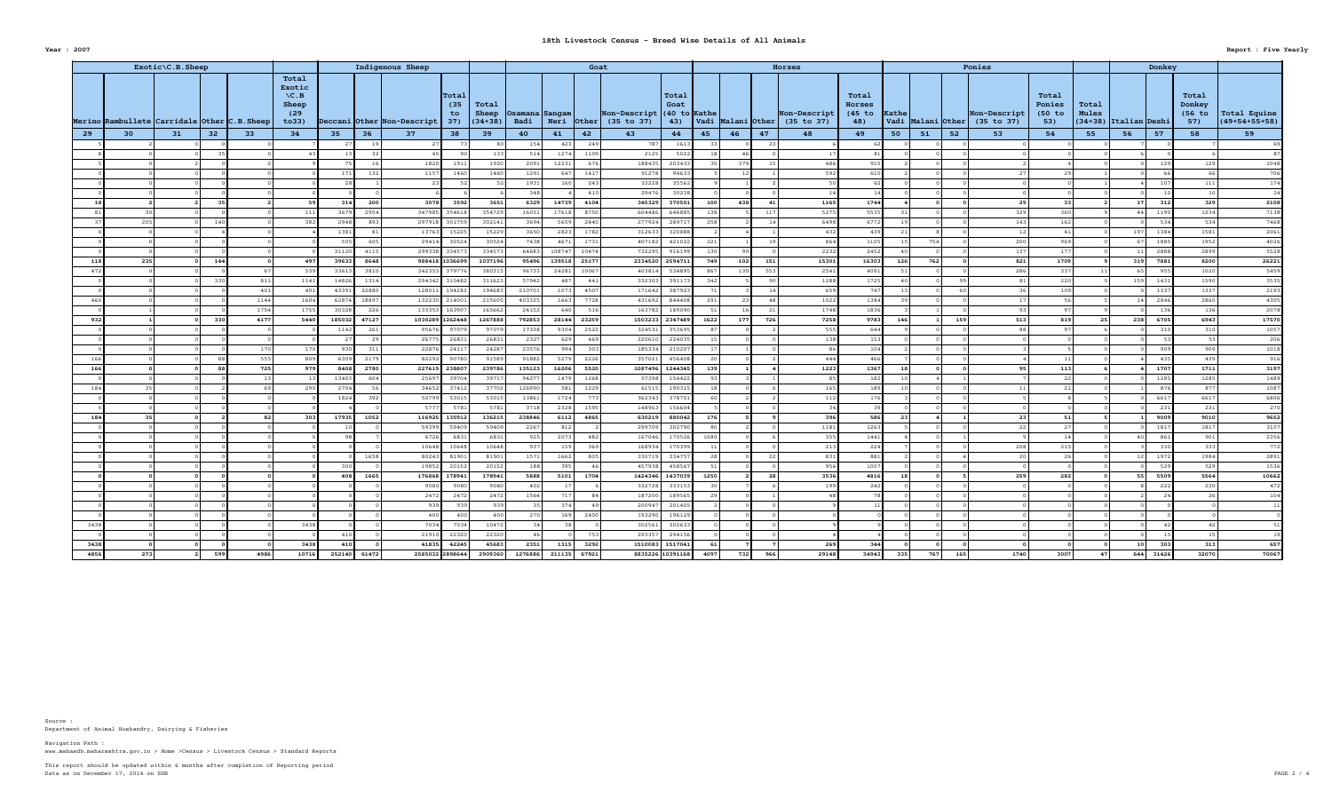# 18th Livestock Census - Breed Wise Details of All Animals

**Year : 2007**

**Report : Five Yearly**

| Exotic\C.B.Sheep | | | | | Total Exotic \C.B Sheep (29 to33) | Indigenous Sheep | | | | Total Sheep (34+38) | Goat | | | | | Horses | | | | | Ponies | | | | | Total Mules (34+38) | Donkey | | | Total Equine (49+54+55+58) |
|---|---|---|---|---|---|---|---|---|---|---|---|---|---|---|---|---|---|---|---|---|---|---|---|---|---|---|---|---|---|---|
| Merino | Rambullete | Carridale | Other | C.B.Sheep | | Deccani | Other | Non-Descript | Total (35 to 37) | | Osmanabadi | Sangamneri | Other | Non-Descript (35 to 37) | Total Goat (40 to 43) | Kathewadi | Malani | Other | Non-Descript (35 to 37) | Total Horses (45 to 48) | Kathewadi | Malani | Other | Non-Descript (35 to 37) | Total Ponies (50 to 53) | | Italian | Deshi | Total Donkey (56 to 57) | |
| 29 | 30 | 31 | 32 | 33 | 34 | 35 | 36 | 37 | 38 | 39 | 40 | 41 | 42 | 43 | 44 | 45 | 46 | 47 | 48 | 49 | 50 | 51 | 52 | 53 | 54 | 55 | 56 | 57 | 58 | 59 |
| 5 | 2 | 0 | 0 | 0 | 7 | 27 | 19 | 27 | 73 | 80 | 154 | 423 | 249 | 787 | 1613 | 33 | 0 | 23 | 6 | 62 | 0 | 0 | 0 | 0 | 0 | 0 | 7 | 0 | 7 | 69 |
| 8 | 0 | 0 | 35 | 0 | 43 | 13 | 32 | 45 | 90 | 133 | 514 | 1274 | 1109 | 2125 | 5022 | 18 | 46 | 0 | 17 | 81 | 0 | 0 | 0 | 0 | 0 | 0 | 6 | 0 | 6 | 87 |
| 5 | 0 | 2 | 0 | 2 | 9 | 75 | 16 | 1820 | 1911 | 1920 | 2091 | 12231 | 676 | 188435 | 203433 | 35 | 379 | 15 | 486 | 915 | 2 | 0 | 0 | 2 | 4 | 0 | 0 | 129 | 129 | 1048 |
| 0 | 0 | 0 | 0 | 0 | 0 | 171 | 132 | 1157 | 1460 | 1460 | 1291 | 647 | 1417 | 91278 | 94633 | 5 | 12 | 1 | 592 | 610 | 2 | 0 | 0 | 27 | 29 | 1 | 0 | 66 | 66 | 706 |
| 0 | 0 | 0 | 0 | 0 | 0 | 28 | 1 | 23 | 52 | 52 | 1931 | 160 | 243 | 33228 | 35562 | 9 | 1 | 2 | 50 | 62 | 0 | 0 | 0 | 0 | 0 | 1 | 4 | 107 | 111 | 174 |
| 0 | 0 | 0 | 0 | 0 | 0 | 0 | 0 | 6 | 6 | 6 | 348 | 4 | 410 | 29476 | 30238 | 0 | 0 | 0 | 14 | 14 | 0 | 0 | 0 | 0 | 0 | 0 | 0 | 10 | 10 | 24 |
| **18** | **2** | **2** | **35** | **2** | **59** | **314** | **200** | **3078** | **3592** | **3651** | **6329** | **14739** | **4104** | **345329** | **370501** | **100** | **438** | **41** | **1165** | **1744** | **4** | **0** | **0** | **29** | **33** | **2** | **17** | **312** | **329** | **2108** |
| 81 | 30 | 0 | 0 | 0 | 111 | 3679 | 2954 | 347985 | 354618 | 354729 | 16031 | 17618 | 8750 | 604486 | 646885 | 138 | 5 | 117 | 5275 | 5535 | 31 | 0 | 0 | 329 | 360 | 9 | 44 | 1190 | 1234 | 7138 |
| 37 | 205 | 0 | 140 | 0 | 382 | 2948 | 893 | 297918 | 301759 | 302141 | 3694 | 5659 | 2440 | 277924 | 289717 | 258 | 2 | 14 | 6498 | 6772 | 19 | 0 | 0 | 143 | 162 | 0 | 0 | 534 | 534 | 7468 |
| 0 | 0 | 0 | 4 | 0 | 4 | 1381 | 81 | 13763 | 15225 | 15229 | 3650 | 2823 | 1782 | 312633 | 320888 | 2 | 4 | 1 | 432 | 439 | 21 | 8 | 0 | 12 | 41 | 0 | 197 | 1384 | 1581 | 2061 |
| 0 | 0 | 0 | 0 | 0 | 0 | 505 | 605 | 29414 | 30524 | 30524 | 7438 | 4671 | 1731 | 407182 | 421022 | 221 | 1 | 19 | 864 | 1105 | 15 | 754 | 0 | 200 | 969 | 0 | 67 | 1885 | 1952 | 4026 |
| 0 | 0 | 0 | 0 | 0 | 0 | 31120 | 4115 | 299338 | 334573 | 334573 | 64683 | 108747 | 10474 | 732295 | 916199 | 130 | 90 | 0 | 2232 | 2452 | 40 | 0 | 0 | 137 | 177 | 0 | 11 | 2888 | 2899 | 5528 |
| **118** | **235** | **0** | **144** | **0** | **497** | **39633** | **8648** | **988418** | **1036699** | **1037196** | **95496** | **139518** | **25177** | **2334520** | **2594711** | **749** | **102** | **151** | **15301** | **16303** | **126** | **762** | **0** | **821** | **1709** | **9** | **319** | **7881** | **8200** | **26221** |
| 472 | 0 | 0 | 0 | 67 | 539 | 33613 | 3810 | 342353 | 379776 | 380315 | 96733 | 24281 | 10067 | 403814 | 534895 | 867 | 130 | 553 | 2541 | 4091 | 51 | 0 | 0 | 286 | 337 | 11 | 65 | 955 | 1020 | 5459 |
| 0 | 0 | 0 | 330 | 811 | 1141 | 14826 | 1314 | 294342 | 310482 | 311623 | 57942 | 487 | 441 | 332303 | 391173 | 342 | 5 | 90 | 1288 | 1725 | 40 | 0 | 99 | 81 | 220 | 0 | 159 | 1431 | 1590 | 3535 |
| 0 | 0 | 0 | 0 | 401 | 401 | 43391 | 22880 | 128011 | 194282 | 194683 | 210701 | 1073 | 4507 | 171642 | 387923 | 71 | 3 | 14 | 659 | 747 | 13 | 0 | 60 | 36 | 109 | 0 | 0 | 1337 | 1337 | 2193 |
| 460 | 0 | 0 | 0 | 1144 | 1604 | 62874 | 18897 | 132230 | 214001 | 215605 | 403325 | 1663 | 7728 | 431692 | 844408 | 291 | 23 | 48 | 1022 | 1384 | 39 | 0 | 0 | 17 | 56 | 5 | 14 | 2846 | 2860 | 4305 |
| 0 | 1 | 0 | 0 | 1754 | 1755 | 30328 | 226 | 133353 | 163907 | 165662 | 24152 | 640 | 516 | 163782 | 189090 | 51 | 16 | 21 | 1748 | 1836 | 3 | 1 | 0 | 93 | 97 | 9 | 0 | 136 | 136 | 2078 |
| **932** | **1** | **0** | **330** | **4177** | **5440** | **185032** | **47127** | **1030289** | **1262448** | **1267888** | **792853** | **28144** | **23259** | **1503233** | **2347489** | **1622** | **177** | **726** | **7258** | **9783** | **146** | **1** | **159** | **513** | **819** | **25** | **238** | **6705** | **6943** | **17570** |
| 0 | 0 | 0 | 0 | 0 | 0 | 1142 | 261 | 95676 | 97079 | 97079 | 17338 | 9304 | 2522 | 324531 | 353695 | 87 | 0 | 2 | 555 | 644 | 9 | 0 | 0 | 88 | 97 | 6 | 0 | 310 | 310 | 1057 |
| 0 | 0 | 0 | 0 | 0 | 0 | 27 | 29 | 26775 | 26831 | 26831 | 2327 | 629 | 469 | 220610 | 224035 | 15 | 0 | 0 | 138 | 153 | 0 | 0 | 0 | 0 | 0 | 0 | 0 | 53 | 53 | 206 |
| 0 | 0 | 0 | 0 | 170 | 170 | 930 | 311 | 22876 | 24117 | 24287 | 23576 | 994 | 303 | 185334 | 210207 | 17 | 1 | 0 | 86 | 104 | 2 | 0 | 0 | 3 | 5 | 0 | 0 | 909 | 909 | 1018 |
| 166 | 0 | 0 | 88 | 555 | 809 | 6309 | 2179 | 82292 | 90780 | 91589 | 91882 | 5279 | 2226 | 357021 | 456408 | 20 | 0 | 2 | 444 | 466 | 7 | 0 | 0 | 4 | 11 | 0 | 4 | 435 | 439 | 916 |
| **166** | **0** | **0** | **88** | **725** | **979** | **8408** | **2780** | **227619** | **238807** | **239786** | **135123** | **16206** | **5520** | **1087496** | **1244345** | **139** | **1** | **4** | **1223** | **1367** | **18** | **0** | **0** | **95** | **113** | **6** | **4** | **1707** | **1711** | **3197** |
| 0 | 0 | 0 | 0 | 13 | 13 | 13403 | 604 | 25697 | 39704 | 39717 | 94277 | 1479 | 1268 | 57398 | 154422 | 93 | 3 | 1 | 85 | 182 | 10 | 4 | 1 | 7 | 22 | 0 | 0 | 1285 | 1285 | 1489 |
| 184 | 35 | 0 | 2 | 69 | 290 | 2704 | 56 | 34652 | 37412 | 37702 | 126990 | 581 | 1229 | 61515 | 190315 | 18 | 0 | 6 | 165 | 189 | 10 | 0 | 0 | 11 | 21 | 0 | 1 | 876 | 877 | 1087 |
| 0 | 0 | 0 | 0 | 0 | 0 | 1824 | 392 | 50799 | 53015 | 53015 | 13861 | 1724 | 773 | 362343 | 378701 | 60 | 2 | 2 | 112 | 176 | 3 | 0 | 0 | 5 | 8 | 5 | 0 | 6617 | 6617 | 6806 |
| 0 | 0 | 0 | 0 | 0 | 0 | 4 | 0 | 5777 | 5781 | 5781 | 3718 | 2328 | 1595 | 148963 | 156604 | 5 | 0 | 0 | 34 | 39 | 0 | 0 | 0 | 0 | 0 | 0 | 0 | 231 | 231 | 270 |
| **184** | **35** | **0** | **2** | **82** | **303** | **17935** | **1052** | **116925** | **135912** | **136215** | **238846** | **6112** | **4865** | **630219** | **880042** | **176** | **5** | **9** | **396** | **586** | **23** | **4** | **1** | **23** | **51** | **5** | **1** | **9009** | **9010** | **9652** |
| 0 | 0 | 0 | 0 | 0 | 0 | 10 | 0 | 59399 | 59409 | 59409 | 2267 | 812 | 2 | 299709 | 302790 | 80 | 2 | 0 | 1181 | 1263 | 5 | 0 | 0 | 22 | 27 | 0 | 0 | 1817 | 1817 | 3107 |
| 0 | 0 | 0 | 0 | 0 | 0 | 98 | 7 | 6726 | 6831 | 6831 | 925 | 2073 | 482 | 167046 | 170526 | 1080 | 0 | 6 | 355 | 1441 | 4 | 0 | 1 | 9 | 14 | 0 | 40 | 861 | 901 | 2356 |
| 0 | 0 | 0 | 0 | 0 | 0 | 0 | 0 | 10648 | 10648 | 10648 | 937 | 159 | 369 | 168934 | 170399 | 11 | 0 | 0 | 213 | 224 | 7 | 0 | 0 | 208 | 215 | 0 | 3 | 330 | 333 | 772 |
| 0 | 0 | 0 | 0 | 0 | 0 | 0 | 1658 | 80243 | 81901 | 81901 | 1571 | 1662 | 805 | 330719 | 334757 | 28 | 0 | 22 | 831 | 881 | 2 | 0 | 4 | 20 | 26 | 0 | 12 | 1972 | 1984 | 2891 |
| 0 | 0 | 0 | 0 | 0 | 0 | 300 | 0 | 19852 | 20152 | 20152 | 188 | 395 | 46 | 457938 | 458567 | 51 | 0 | 0 | 956 | 1007 | 0 | 0 | 0 | 0 | 0 | 0 | 0 | 529 | 529 | 1536 |
| **0** | **0** | **0** | **0** | **0** | **0** | **408** | **1665** | **176868** | **178941** | **178941** | **5888** | **5101** | **1704** | **1424346** | **1437039** | **1250** | **2** | **28** | **3536** | **4816** | **18** | **0** | **5** | **259** | **282** | **0** | **55** | **5509** | **5564** | **10662** |
| 0 | 0 | 0 | 0 | 0 | 0 | 0 | 0 | 9080 | 9080 | 9080 | 402 | 17 | 6 | 332728 | 333153 | 30 | 7 | 6 | 199 | 242 | 0 | 0 | 0 | 0 | 0 | 0 | 8 | 222 | 230 | 472 |
| 0 | 0 | 0 | 0 | 0 | 0 | 0 | 0 | 2472 | 2472 | 2472 | 1564 | 717 | 84 | 187200 | 189565 | 29 | 1 | 0 | 48 | 78 | 0 | 0 | 0 | 0 | 0 | 0 | 2 | 24 | 26 | 104 |
| 0 | 0 | 0 | 0 | 0 | 0 | 0 | 0 | 939 | 939 | 939 | 35 | 374 | 49 | 200947 | 201405 | 2 | 0 | 0 | 9 | 11 | 0 | 0 | 0 | 0 | 0 | 0 | 0 | 0 | 0 | 11 |
| 0 | 0 | 0 | 0 | 0 | 0 | 0 | 0 | 400 | 400 | 400 | 270 | 169 | 2400 | 193290 | 196129 | 0 | 0 | 0 | 0 | 0 | 0 | 0 | 0 | 0 | 0 | 0 | 0 | 0 | 0 | 0 |
| 3438 | 0 | 0 | 0 | 0 | 3438 | 0 | 0 | 7034 | 7034 | 10472 | 34 | 38 | 0 | 302561 | 302633 | 0 | 0 | 0 | 9 | 9 | 0 | 0 | 0 | 0 | 0 | 0 | 0 | 42 | 42 | 51 |
| 0 | 0 | 0 | 0 | 0 | 0 | 410 | 0 | 21910 | 22320 | 22320 | 46 | 0 | 753 | 293357 | 294156 | 0 | 0 | 0 | 4 | 4 | 0 | 0 | 0 | 0 | 0 | 0 | 0 | 15 | 15 | 19 |
| **3438** | **0** | **0** | **0** | **0** | **3438** | **410** | **0** | **41835** | **42245** | **45683** | **2351** | **1315** | **3292** | **1510083** | **1517041** | **61** | **8** | **6** | **269** | **344** | **0** | **0** | **0** | **0** | **0** | **0** | **10** | **303** | **313** | **657** |
| **4856** | **273** | **2** | **599** | **4986** | **10716** | **252140** | **61472** | **2585032** | **2898644** | **2909360** | **1276886** | **211135** | **67921** | **8835226** | **10391168** | **4097** | **732** | **966** | **29148** | **34943** | **335** | **767** | **165** | **1740** | **3007** | **47** | **644** | **31426** | **32070** | **70067** |

Source :
Department of Animal Husbandry, Dairying & Fisheries

Navigation Path :
www.mahasdb.maharashtra.gov.in > Home >Census > Livestock Census > Standard Reports

This report should be updated within 6 months after completion of Reporting period
Data as on December 17, 2014 on SDB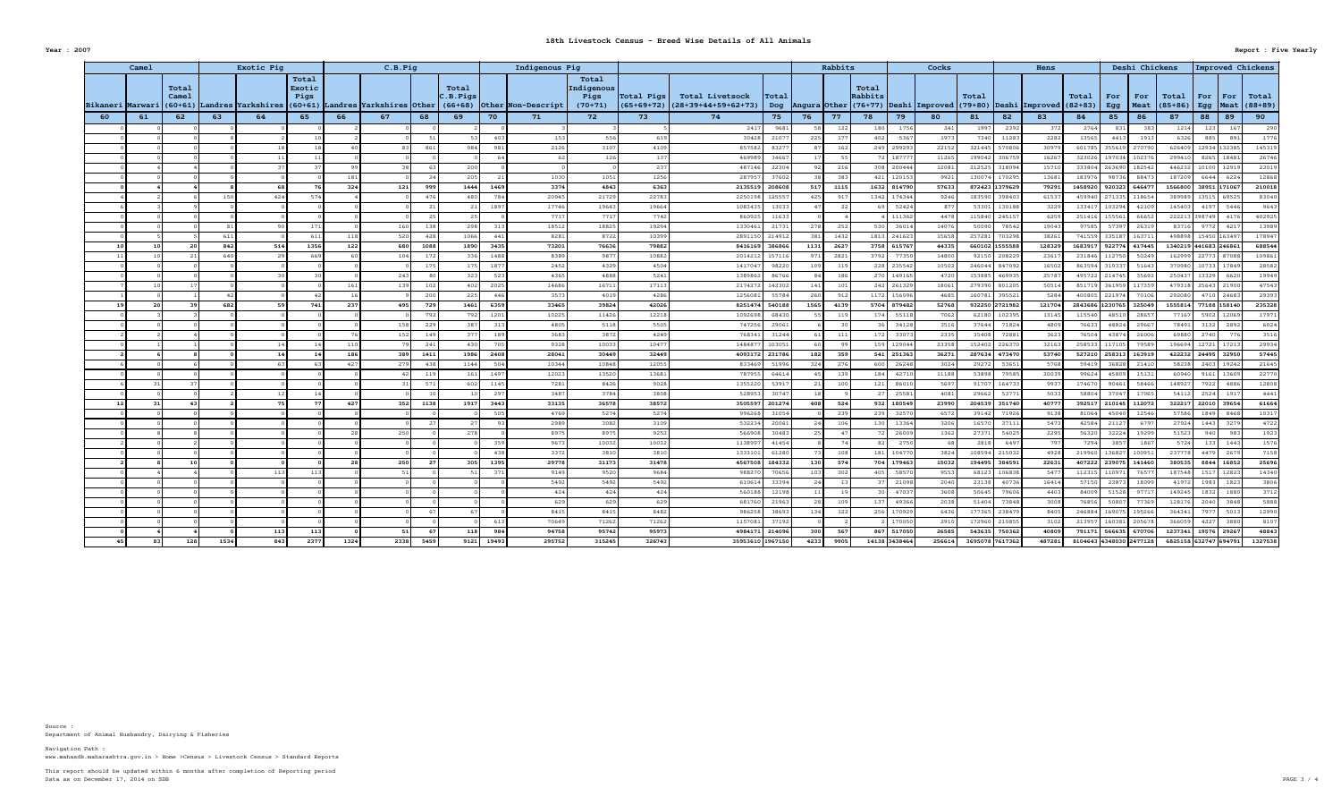**Year : 2007**

## 18th Livestock Census - Breed Wise Details of All Animals

**Report : Five Yearly**

| Camel | | | Exotic Pig | | | C.B.Pig | | | | Indigenous Pig | | | | | | Rabbits | | | Cocks | | | Hens | | | Deshi Chickens | | | Improved Chickens | | |
|---|---|---|---|---|---|---|---|---|---|---|---|---|---|---|---|---|---|---|---|---|---|---|---|---|---|---|---|---|---|---|
| Bikaneri | Marwari | Total Camel (60+61) | Landres | Yarkshires | Total Exotic Pigs (60+61) | Landres | Yarkshires | Other | Total C.B.Pigs (66+68) | Other | Non-Descript | Total Indigenous Pigs (70+71) | Total Pigs (65+69+72) | Total Livestock (28+39+44+59+62+73) | Total Dog | Angura | Other | Total Rabbits (76+77) | Deshi | Improved | Total (79+80) | Deshi | Improved | Total (82+83) | For Egg | For Meat | Total (85+86) | For Egg | For Meat | Total (88+89) |
| 60 | 61 | 62 | 63 | 64 | 65 | 66 | 67 | 68 | 69 | 70 | 71 | 72 | 73 | 74 | 75 | 76 | 77 | 78 | 79 | 80 | 81 | 82 | 83 | 84 | 85 | 86 | 87 | 88 | 89 | 90 |
| 0 | 0 | 0 | 0 | 0 | 0 | 2 | 0 | 0 | 2 | 0 | 3 | 3 | 5 | 2417 | 9681 | 58 | 122 | 180 | 1756 | 241 | 1997 | 2392 | 372 | 2764 | 831 | 383 | 1214 | 123 | 167 | 290 |
| 0 | 0 | 0 | 8 | 2 | 10 | 2 | 0 | 51 | 53 | 403 | 153 | 556 | 619 | 30428 | 21077 | 225 | 177 | 402 | 5367 | 1973 | 7340 | 11283 | 2282 | 13565 | 4413 | 1913 | 6326 | 885 | 891 | 1776 |
| 0 | 0 | 0 | 0 | 18 | 18 | 40 | 83 | 861 | 984 | 981 | 2126 | 3107 | 4109 | 857582 | 83277 | 87 | 162 | 249 | 299293 | 22152 | 321445 | 570806 | 30979 | 601785 | 355619 | 270790 | 626409 | 12934 | 132385 | 145319 |
| 0 | 0 | 0 | 0 | 0 | 0 | 0 | 0 | 0 | 0 | 64 | 62 | 126 | 137 | 469989 | 34667 | 17 | 55 | 72 | 187777 | 11265 | 199042 | 306759 | 16267 | 323026 | 197034 | 102376 | 299410 | 8265 | 18481 | 26746 |
| 0 | 4 | 4 | 0 | 37 | 37 | 99 | 38 | 63 | 200 | 0 | 0 | 0 | 237 | 487146 | 22304 | 92 | 216 | 308 | 200444 | 12081 | 212525 | 318094 | 15710 | 333804 | 263690 | 182542 | 446232 | 10100 | 12919 | 23019 |
| 0 | 0 | 0 | 0 | 0 | 0 | 181 | 0 | 24 | 205 | 21 | 1030 | 1051 | 1256 | 287957 | 37602 | 38 | 383 | 421 | 120153 | 9921 | 130074 | 170295 | 13681 | 183976 | 98736 | 88473 | 187209 | 6644 | 6224 | 12868 |
| **0** | **4** | **4** | **8** | **68** | **76** | **324** | **121** | **999** | **1444** | **1469** | **3374** | **4843** | **6363** | **2135519** | **208608** | **517** | **1115** | **1632** | **814790** | **57632** | **872422** | **1379629** | **79291** | **1458920** | **920323** | **646477** | **1566800** | **38951** | **171067** | **210018** |
| 4 | 2 | 6 | 150 | 424 | 574 | 4 | 0 | 476 | 480 | 784 | 20945 | 21729 | 22783 | 2250198 | 125557 | 425 | 917 | 1342 | 174344 | 9246 | 183590 | 398403 | 61537 | 459940 | 271335 | 118654 | 389989 | 13515 | 69525 | 83040 |
| 6 | 3 | 9 | 0 | 0 | 0 | 0 | 0 | 21 | 21 | 1897 | 17746 | 19643 | 19664 | 1083435 | 13033 | 47 | 22 | 69 | 52424 | 877 | 53301 | 130188 | 3229 | 133417 | 103294 | 42109 | 145403 | 4197 | 5446 | 9643 |
| 0 | 0 | 0 | 0 | 0 | 0 | 0 | 0 | 25 | 25 | 0 | 7717 | 7717 | 7742 | 860925 | 11633 | 0 | 4 | 4 | 111362 | 4478 | 115840 | 245157 | 6259 | 251416 | 155561 | 66652 | 222213 | 398749 | 4176 | 402925 |
| 0 | 0 | 0 | 81 | 90 | 171 | 0 | 160 | 138 | 298 | 313 | 18512 | 18825 | 19294 | 1330461 | 21731 | 278 | 252 | 530 | 36014 | 14076 | 50090 | 78542 | 19043 | 97585 | 57397 | 26319 | 83716 | 9772 | 4217 | 13989 |
| 0 | 5 | 5 | 611 | 0 | 611 | 118 | 520 | 428 | 1066 | 441 | 8281 | 8722 | 10399 | 2891150 | 214912 | 381 | 1432 | 1813 | 241623 | 15658 | 257281 | 703298 | 38261 | 741559 | 335187 | 163711 | 498898 | 15450 | 163497 | 178947 |
| **10** | **10** | **20** | **842** | **514** | **1356** | **122** | **680** | **1088** | **1890** | **3435** | **73201** | **76636** | **79882** | **8416169** | **386866** | **1131** | **2627** | **3758** | **615767** | **44335** | **660102** | **1555588** | **128329** | **1683917** | **922774** | **417445** | **1340219** | **441683** | **246861** | **688544** |
| 11 | 10 | 21 | 640 | 29 | 669 | 60 | 104 | 172 | 336 | 1488 | 8389 | 9877 | 10882 | 2014212 | 157116 | 971 | 2821 | 3792 | 77350 | 14800 | 92150 | 208229 | 23617 | 231846 | 112750 | 50249 | 162999 | 22773 | 87088 | 109861 |
| 0 | 0 | 0 | 0 | 0 | 0 | 0 | 0 | 175 | 175 | 1877 | 2452 | 4329 | 4504 | 1417047 | 98220 | 109 | 119 | 228 | 235542 | 10502 | 246044 | 847092 | 16502 | 863594 | 319337 | 51643 | 370980 | 10733 | 17849 | 28582 |
| 0 | 0 | 0 | 0 | 30 | 30 | 0 | 243 | 80 | 323 | 523 | 4365 | 4888 | 5241 | 1389862 | 86766 | 84 | 186 | 270 | 149165 | 4720 | 153885 | 469935 | 25787 | 495722 | 214745 | 35692 | 250437 | 13329 | 6620 | 19949 |
| 7 | 10 | 17 | 0 | 0 | 0 | 161 | 139 | 102 | 402 | 2025 | 14686 | 16711 | 17113 | 2174272 | 142302 | 141 | 101 | 242 | 261329 | 18061 | 279390 | 801205 | 50514 | 851719 | 361959 | 117359 | 479318 | 25643 | 21900 | 47543 |
| 1 | 0 | 1 | 42 | 0 | 42 | 16 | 9 | 200 | 225 | 446 | 3573 | 4019 | 4286 | 1256081 | 55784 | 260 | 912 | 1172 | 156096 | 4685 | 160781 | 395521 | 5284 | 400805 | 221974 | 70106 | 292080 | 4710 | 24683 | 29393 |
| **19** | **20** | **39** | **682** | **59** | **741** | **237** | **495** | **729** | **1461** | **6359** | **33465** | **39824** | **42026** | **8251474** | **540188** | **1565** | **4139** | **5704** | **879482** | **52768** | **932250** | **2721982** | **121704** | **2843686** | **1230765** | **325049** | **1555814** | **77188** | **158140** | **235328** |
| 0 | 3 | 3 | 0 | 0 | 0 | 0 | 158 | 229 | 387 | 1201 | 10225 | 11426 | 12218 | 1092698 | 68430 | 55 | 119 | 174 | 55118 | 7062 | 62180 | 102395 | 13145 | 115540 | 48510 | 28657 | 77167 | 5902 | 12069 | 17971 |
| 0 | 0 | 0 | 0 | 0 | 0 | 0 | 158 | 229 | 387 | 313 | 4805 | 5118 | 5505 | 747256 | 29061 | 6 | 30 | 36 | 34128 | 3516 | 37644 | 71824 | 4809 | 76633 | 48824 | 29667 | 78491 | 3132 | 2892 | 6024 |
| 2 | 2 | 4 | 0 | 0 | 0 | 76 | 152 | 149 | 377 | 189 | 3683 | 3872 | 4249 | 768341 | 31244 | 61 | 111 | 172 | 33073 | 2335 | 35408 | 72881 | 3623 | 76504 | 43874 | 26006 | 69880 | 2740 | 776 | 3516 |
| 0 | 1 | 1 | 0 | 14 | 14 | 110 | 79 | 241 | 430 | 705 | 9328 | 10033 | 10477 | 1484877 | 103051 | 60 | 99 | 159 | 129044 | 23358 | 152402 | 226370 | 32163 | 258533 | 117105 | 79589 | 196694 | 12721 | 17213 | 29934 |
| **2** | **6** | **8** | **0** | **14** | **14** | **186** | **389** | **1411** | **1986** | **2408** | **28041** | **30449** | **32449** | **4093172** | **231786** | **182** | **359** | **541** | **251363** | **36271** | **287634** | **473470** | **53740** | **527210** | **258313** | **163919** | **422232** | **24495** | **32950** | **57445** |
| 0 | 6 | 6 | 0 | 63 | 63 | 427 | 279 | 438 | 1144 | 504 | 10344 | 10848 | 12055 | 833469 | 51996 | 324 | 276 | 600 | 26248 | 3024 | 29272 | 53651 | 5768 | 59419 | 36828 | 21410 | 58238 | 2403 | 19242 | 21645 |
| 0 | 0 | 0 | 0 | 0 | 0 | 0 | 42 | 119 | 161 | 1497 | 12023 | 13520 | 13681 | 787955 | 64614 | 45 | 139 | 184 | 42710 | 11188 | 53898 | 79585 | 20039 | 99624 | 45809 | 15131 | 60940 | 9161 | 13609 | 22770 |
| 6 | 31 | 37 | 0 | 0 | 0 | 0 | 31 | 571 | 602 | 1145 | 7281 | 8426 | 9028 | 1355220 | 53917 | 21 | 100 | 121 | 86010 | 5697 | 91707 | 164733 | 9937 | 174670 | 90461 | 58466 | 148927 | 7922 | 4886 | 12808 |
| 0 | 0 | 0 | 2 | 12 | 14 | 0 | 0 | 10 | 10 | 297 | 3487 | 3784 | 3808 | 528953 | 30747 | 18 | 9 | 27 | 25581 | 4081 | 29662 | 53771 | 5033 | 58804 | 37047 | 17065 | 54112 | 2524 | 1917 | 4441 |
| **12** | **31** | **43** | **2** | **75** | **77** | **427** | **352** | **1138** | **1917** | **3443** | **33135** | **36578** | **38572** | **3505597** | **201274** | **408** | **524** | **932** | **180549** | **23990** | **204539** | **351740** | **40777** | **392517** | **210145** | **112072** | **322217** | **22010** | **39654** | **61664** |
| 0 | 0 | 0 | 0 | 0 | 0 | 0 | 0 | 0 | 0 | 505 | 4769 | 5274 | 5274 | 996268 | 31054 | 0 | 239 | 239 | 32570 | 6572 | 39142 | 71926 | 9138 | 81064 | 45040 | 12546 | 57586 | 1849 | 8468 | 10317 |
| 0 | 0 | 0 | 0 | 0 | 0 | 0 | 0 | 27 | 27 | 93 | 2989 | 3082 | 3109 | 532234 | 20061 | 24 | 106 | 130 | 13364 | 3206 | 16570 | 37111 | 5473 | 42584 | 21127 | 6797 | 27924 | 1443 | 3279 | 4722 |
| 0 | 8 | 8 | 0 | 0 | 0 | 28 | 250 | 0 | 278 | 0 | 8975 | 8975 | 9253 | 566908 | 30483 | 25 | 47 | 72 | 26009 | 1362 | 27371 | 54025 | 2295 | 56320 | 32224 | 19299 | 51523 | 940 | 983 | 1923 |
| 2 | 0 | 2 | 0 | 0 | 0 | 0 | 0 | 0 | 0 | 359 | 9673 | 10032 | 10032 | 1138997 | 41454 | 8 | 74 | 82 | 2750 | 68 | 2818 | 6497 | 797 | 7294 | 3857 | 1867 | 5724 | 133 | 1443 | 1576 |
| 0 | 0 | 0 | 0 | 0 | 0 | 0 | 0 | 0 | 0 | 438 | 3372 | 3810 | 3810 | 1333101 | 61280 | 73 | 108 | 181 | 104770 | 3824 | 108594 | 215032 | 4928 | 219960 | 136827 | 100951 | 237778 | 4479 | 2679 | 7158 |
| **2** | **8** | **10** | **0** | **0** | **0** | **28** | **250** | **27** | **305** | **1395** | **29778** | **31173** | **31478** | **4567508** | **184332** | **130** | **574** | **704** | **179463** | **15032** | **194495** | **384591** | **22631** | **407222** | **239075** | **141460** | **380535** | **8844** | **16852** | **25696** |
| 0 | 4 | 4 | 0 | 113 | 113 | 0 | 51 | 0 | 51 | 371 | 9149 | 9520 | 9684 | 988270 | 70656 | 103 | 302 | 405 | 58570 | 9553 | 68123 | 106838 | 5477 | 112315 | 110971 | 76577 | 187548 | 1517 | 12823 | 14340 |
| 0 | 0 | 0 | 0 | 0 | 0 | 0 | 0 | 0 | 0 | 0 | 5492 | 5492 | 5492 | 610614 | 33394 | 24 | 13 | 37 | 21098 | 2040 | 23138 | 40736 | 16414 | 57150 | 23873 | 18099 | 41972 | 1983 | 1823 | 3806 |
| 0 | 0 | 0 | 0 | 0 | 0 | 0 | 0 | 0 | 0 | 0 | 424 | 424 | 424 | 560188 | 12198 | 11 | 19 | 30 | 47037 | 3608 | 50645 | 79606 | 4403 | 84009 | 51528 | 97717 | 149245 | 1832 | 1880 | 3712 |
| 0 | 0 | 0 | 0 | 0 | 0 | 0 | 0 | 0 | 0 | 0 | 629 | 629 | 629 | 681760 | 21963 | 28 | 109 | 137 | 49366 | 2038 | 51404 | 73848 | 3008 | 76856 | 50807 | 77369 | 128176 | 2040 | 3848 | 5888 |
| 0 | 0 | 0 | 0 | 0 | 0 | 0 | 0 | 67 | 67 | 0 | 8415 | 8415 | 8482 | 986258 | 38693 | 134 | 122 | 256 | 170929 | 6436 | 177365 | 238479 | 8405 | 246884 | 169075 | 195266 | 364341 | 7977 | 5013 | 12990 |
| 0 | 0 | 0 | 0 | 0 | 0 | 0 | 0 | 0 | 0 | 613 | 70649 | 71262 | 71262 | 1157081 | 37192 | 0 | 2 | 2 | 170050 | 2910 | 172960 | 210855 | 3102 | 213957 | 160381 | 205678 | 366059 | 4227 | 3880 | 8107 |
| **0** | **4** | **4** | **0** | **113** | **113** | **0** | **51** | **67** | **118** | **984** | **94758** | **95742** | **95973** | **4984171** | **214096** | **300** | **567** | **867** | **517050** | **26585** | **543635** | **750362** | **40809** | **791171** | **566635** | **670706** | **1237341** | **19576** | **29267** | **48843** |
| **45** | **83** | **128** | **1534** | **843** | **2377** | **1324** | **2338** | **5459** | **9121** | **19493** | **295752** | **315245** | **326743** | **35953610** | **1967150** | **4233** | **9905** | **14138** | **3438464** | **256614** | **3695078** | **7617362** | **487281** | **8104643** | **4348030** | **2477128** | **6825158** | **632747** | **694791** | **1327538** |

Source :
Department of Animal Husbandry, Dairying & Fisheries

Navigation Path :
www.mahaadb.maharashtra.gov.in > Home >Census > Livestock Census > Standard Reports

This report should be updated within 6 months after completion of Reporting period
Data as on December 17, 2014 on SDB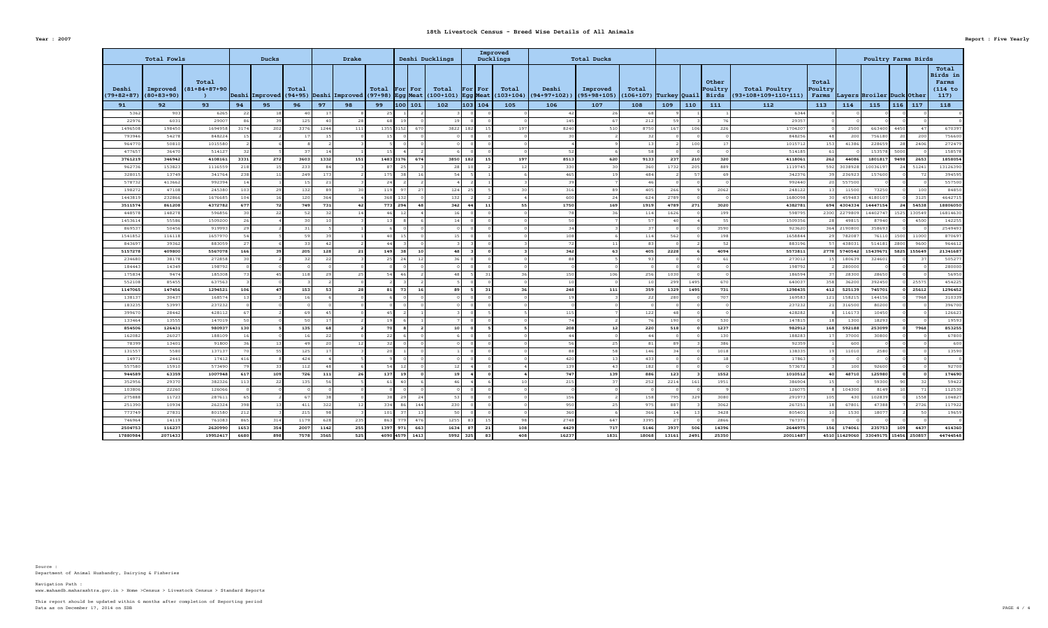**Year : 2007**

## 18th Livestock Census - Breed Wise Details of All Animals

**Report : Five Yearly**

| Total Fowls | | | Ducks | | | Drake | | | Deshi Ducklings | | | | Improved Ducklings | | | Total Ducks | | | | | | | | Poultry Farms Birds | | | | | |
|---|---|---|---|---|---|---|---|---|---|---|---|---|---|---|---|---|---|---|---|---|---|---|---|---|---|---|---|---|---|
| Deshi (79+82+87) | Improved (80+83+90) | Total (81+84+87+90) | Deshi | Improved | Total (94+95) | Deshi | Improved | Total (97+98) | For Egg | For Meat | Total (100+101) | | For Egg | For Meat | Total (103+104) | Deshi (94+97+102) | Improved (95+98+105) | Total (106+107) | Turkey | Quail | Other Poultry Birds | Total Poultry (93+108+109+110+111) | Total Poultry Farms | Layers | Broiler | Duck | Other | Total Birds in Farms (114 to 117) |
| 91 | 92 | 93 | 94 | 95 | 96 | 97 | 98 | 99 | 100 | 101 | 102 | | 103 | 104 | 105 | 106 | 107 | 108 | 109 | 110 | 111 | 112 | 113 | 114 | 115 | 116 | 117 | 118 |
| 5362 | 903 | 6265 | 22 | 18 | 40 | 17 | 8 | 25 | 1 | 2 | 3 | | 0 | 0 | 0 | 42 | 26 | 68 | 9 | 1 | 1 | 6344 | 0 | 0 | 0 | 0 | 0 | 0 |
| 22976 | 6031 | 29007 | 86 | 39 | 125 | 40 | 28 | 68 | 19 | 0 | 19 | | 0 | 0 | 0 | 145 | 67 | 212 | 59 | 3 | 76 | 29357 | 0 | 0 | 0 | 0 | 0 | 0 |
| 1496508 | 198450 | 1694958 | 3174 | 202 | 3376 | 1244 | 111 | 1355 | 3152 | 670 | 3822 | | 182 | 15 | 197 | 8240 | 510 | 8750 | 167 | 106 | 226 | 1704207 | 0 | 2500 | 663400 | 4450 | 47 | 670397 |
| 793946 | 54278 | 848224 | 15 | 2 | 17 | 15 | 0 | 15 | 0 | 0 | 0 | | 0 | 0 | 0 | 30 | 2 | 32 | 0 | 0 | 0 | 848256 | 48 | 200 | 756180 | 20 | 200 | 756600 |
| 964770 | 50810 | 1015580 | 2 | 6 | 8 | 2 | 3 | 5 | 0 | 0 | 0 | | 0 | 0 | 0 | 4 | 9 | 13 | 2 | 100 | 17 | 1015712 | 153 | 41386 | 228659 | 28 | 2406 | 272479 |
| 477657 | 36470 | 514127 | 32 | 5 | 37 | 14 | 1 | 15 | 4 | 2 | 6 | | 0 | 0 | 0 | 52 | 6 | 58 | 0 | 0 | 0 | 514185 | 61 | 0 | 153578 | 5000 | 0 | 158578 |
| **3761219** | **346942** | **4108161** | **3331** | **272** | **3603** | **1332** | **151** | **1483** | **3176** | **674** | **3850** | | **182** | **15** | **197** | **8513** | **620** | **9133** | **237** | **210** | **320** | **4118061** | **262** | **44086** | **1801817** | **9498** | **2653** | **1858054** |
| 962736 | 153823 | 1116559 | 218 | 15 | 233 | 84 | 3 | 87 | 25 | 3 | 28 | | 10 | 2 | 12 | 330 | 30 | 360 | 1732 | 205 | 889 | 1119745 | 592 | 3038928 | 10036197 | 24 | 51241 | 13126390 |
| 328015 | 13749 | 341764 | 238 | 11 | 249 | 173 | 2 | 175 | 38 | 16 | 54 | | 5 | 1 | 6 | 465 | 19 | 484 | 2 | 57 | 69 | 342376 | 39 | 236923 | 157600 | 0 | 72 | 394595 |
| 578732 | 413662 | 992394 | 14 | 1 | 15 | 21 | 3 | 24 | 2 | 2 | 4 | | 2 | 1 | 3 | 39 | 7 | 46 | 0 | 0 | 0 | 992440 | 20 | 557500 | 0 | 0 | 0 | 557500 |
| 198272 | 47108 | 245380 | 103 | 29 | 132 | 89 | 30 | 119 | 97 | 27 | 124 | | 25 | 5 | 30 | 316 | 89 | 405 | 266 | 9 | 2062 | 248122 | 13 | 11500 | 73250 | 0 | 100 | 84850 |
| 1443819 | 232866 | 1676685 | 104 | 16 | 120 | 364 | 4 | 368 | 132 | 0 | 132 | | 2 | 2 | 4 | 600 | 24 | 624 | 2789 | 0 | 0 | 1680098 | 30 | 459483 | 4180107 | 0 | 3125 | 4642715 |
| **3511574** | **861208** | **4372782** | **677** | **72** | **749** | **731** | **42** | **773** | **294** | **48** | **342** | | **44** | **11** | **55** | **1750** | **169** | **1919** | **4789** | **271** | **3020** | **4382781** | **694** | **4304334** | **14447154** | **24** | **54538** | **18806050** |
| 448578 | 148278 | 596856 | 30 | 22 | 52 | 32 | 14 | 46 | 12 | 4 | 16 | | 0 | 0 | 0 | 78 | 36 | 114 | 1626 | 0 | 199 | 598795 | 2300 | 2279809 | 14402747 | 1525 | 130549 | 16814630 |
| 1453614 | 55586 | 1509200 | 26 | 4 | 30 | 10 | 3 | 13 | 8 | 6 | 14 | | 0 | 0 | 0 | 50 | 7 | 57 | 40 | 4 | 55 | 1509356 | 28 | 49815 | 87940 | 0 | 4500 | 142255 |
| 869537 | 50456 | 919993 | 29 | 2 | 31 | 5 | 1 | 6 | 0 | 0 | 0 | | 0 | 0 | 0 | 34 | 3 | 37 | 0 | 0 | 3590 | 923620 | 364 | 2190800 | 358693 | 0 | 0 | 2549493 |
| 1541852 | 116118 | 1657970 | 54 | 5 | 59 | 39 | 1 | 40 | 15 | 0 | 15 | | 0 | 0 | 0 | 108 | 6 | 114 | 562 | 0 | 198 | 1658844 | 29 | 782087 | 76110 | 1500 | 11000 | 870697 |
| 843697 | 39362 | 883059 | 27 | 6 | 33 | 42 | 2 | 44 | 3 | 0 | 3 | | 3 | 0 | 3 | 72 | 11 | 83 | 0 | 2 | 52 | 883196 | 57 | 438031 | 514181 | 2800 | 9600 | 964612 |
| **5157278** | **409800** | **5567078** | **166** | **39** | **205** | **128** | **21** | **149** | **38** | **10** | **48** | | **3** | **0** | **3** | **342** | **63** | **405** | **2228** | **6** | **4094** | **5573811** | **2778** | **5740542** | **15439671** | **5825** | **155649** | **21341687** |
| 234680 | 38178 | 272858 | 30 | 2 | 32 | 22 | 3 | 25 | 24 | 12 | 36 | | 0 | 0 | 0 | 88 | 5 | 93 | 0 | 0 | 61 | 273012 | 15 | 180639 | 324601 | 0 | 37 | 505277 |
| 184443 | 14349 | 198792 | 0 | 0 | 0 | 0 | 0 | 0 | 0 | 0 | 0 | | 0 | 0 | 0 | 0 | 0 | 0 | 0 | 0 | 0 | 198792 | 2 | 280000 | 0 | 0 | 0 | 280000 |
| 175834 | 9474 | 185308 | 73 | 45 | 118 | 29 | 25 | 54 | 46 | 2 | 48 | | 5 | 31 | 36 | 150 | 106 | 256 | 1030 | 0 | 0 | 186594 | 37 | 28300 | 28650 | 0 | 0 | 56950 |
| 552108 | 85455 | 637563 | 3 | 0 | 3 | 2 | 0 | 2 | 3 | 2 | 5 | | 0 | 0 | 0 | 10 | 0 | 10 | 299 | 1495 | 670 | 640037 | 358 | 36200 | 392450 | 0 | 25575 | 454225 |
| **1147065** | **147456** | **1294521** | **106** | **47** | **153** | **53** | **28** | **81** | **73** | **16** | **89** | | **5** | **31** | **36** | **248** | **111** | **359** | **1329** | **1495** | **731** | **1298435** | **412** | **525139** | **745701** | **0** | **25612** | **1296452** |
| 138137 | 30437 | 168574 | 13 | 3 | 16 | 6 | 0 | 6 | 0 | 0 | 0 | | 0 | 0 | 0 | 19 | 3 | 22 | 280 | 0 | 707 | 169583 | 121 | 158215 | 144156 | 0 | 7968 | 310339 |
| 183235 | 53997 | 237232 | 0 | 0 | 0 | 0 | 0 | 0 | 0 | 0 | 0 | | 0 | 0 | 0 | 0 | 0 | 0 | 0 | 0 | 0 | 237232 | 21 | 316500 | 80200 | 0 | 0 | 396700 |
| 399670 | 28442 | 428112 | 67 | 2 | 69 | 45 | 0 | 45 | 2 | 1 | 3 | | 0 | 5 | 5 | 115 | 7 | 122 | 48 | 0 | 0 | 428282 | 8 | 116173 | 10450 | 0 | 0 | 126623 |
| 133464 | 13555 | 147019 | 50 | 0 | 50 | 17 | 2 | 19 | 6 | 1 | 7 | | 0 | 0 | 0 | 74 | 2 | 76 | 190 | 0 | 530 | 147815 | 18 | 1300 | 18293 | 0 | 0 | 19593 |
| **854506** | **126431** | **980937** | **130** | **5** | **135** | **68** | **2** | **70** | **8** | **2** | **10** | | **0** | **5** | **5** | **208** | **12** | **220** | **518** | **0** | **1237** | **982912** | **168** | **592188** | **253099** | **0** | **7968** | **853255** |
| 162082 | 26027 | 188109 | 16 | 0 | 16 | 22 | 0 | 22 | 6 | 0 | 6 | | 0 | 0 | 0 | 44 | 0 | 44 | 0 | 0 | 130 | 188283 | 17 | 37000 | 30800 | 0 | 0 | 67800 |
| 78399 | 13401 | 91800 | 36 | 13 | 49 | 20 | 12 | 32 | 0 | 0 | 0 | | 0 | 0 | 0 | 56 | 25 | 81 | 89 | 3 | 386 | 92359 | 1 | 600 | 0 | 0 | 0 | 600 |
| 131557 | 5580 | 137137 | 70 | 55 | 125 | 17 | 3 | 20 | 1 | 0 | 1 | | 0 | 0 | 0 | 88 | 58 | 146 | 34 | 0 | 1018 | 138335 | 19 | 11010 | 2580 | 0 | 0 | 13590 |
| 14971 | 2441 | 17412 | 416 | 8 | 424 | 4 | 5 | 9 | 0 | 0 | 0 | | 0 | 0 | 0 | 420 | 13 | 433 | 0 | 0 | 18 | 17863 | 0 | 0 | 0 | 0 | 0 | 0 |
| 557580 | 15910 | 573490 | 79 | 33 | 112 | 48 | 6 | 54 | 12 | 0 | 12 | | 4 | 0 | 4 | 139 | 43 | 182 | 0 | 0 | 0 | 573672 | 3 | 100 | 92600 | 0 | 0 | 92700 |
| **944589** | **63359** | **1007948** | **617** | **109** | **726** | **111** | **26** | **137** | **19** | **0** | **19** | | **4** | **0** | **4** | **747** | **139** | **886** | **123** | **3** | **1552** | **1010512** | **40** | **48710** | **125980** | **0** | **0** | **174690** |
| 352956 | 29370 | 382326 | 113 | 22 | 135 | 56 | 5 | 61 | 40 | 6 | 46 | | 4 | 6 | 10 | 215 | 37 | 252 | 2214 | 161 | 1951 | 386904 | 15 | 0 | 59300 | 90 | 32 | 59422 |
| 103806 | 22260 | 126066 | 0 | 0 | 0 | 0 | 0 | 0 | 0 | 0 | 0 | | 0 | 0 | 0 | 0 | 0 | 0 | 0 | 0 | 9 | 126075 | 8 | 104300 | 8149 | 10 | 71 | 112530 |
| 275888 | 11723 | 287611 | 65 | 2 | 67 | 38 | 0 | 38 | 29 | 24 | 53 | | 0 | 0 | 0 | 156 | 2 | 158 | 795 | 329 | 3080 | 291973 | 105 | 430 | 102839 | 0 | 1558 | 104827 |
| 251390 | 10934 | 262324 | 398 | 13 | 411 | 322 | 12 | 334 | 86 | 144 | 230 | | 0 | 0 | 0 | 950 | 25 | 975 | 887 | 3 | 3062 | 267251 | 18 | 67801 | 47388 | 7 | 2726 | 117922 |
| 773749 | 27831 | 801580 | 212 | 3 | 215 | 98 | 3 | 101 | 37 | 13 | 50 | | 0 | 0 | 0 | 360 | 6 | 366 | 14 | 13 | 3428 | 805401 | 10 | 1530 | 18077 | 2 | 50 | 19659 |
| 746964 | 14119 | 761083 | 865 | 314 | 1179 | 628 | 235 | 863 | 779 | 476 | 1255 | | 83 | 15 | 98 | 2748 | 647 | 3395 | 27 | 0 | 2866 | 767371 | 0 | 0 | 0 | 0 | 0 | 0 |
| **2504753** | **116237** | **2620990** | **1653** | **354** | **2007** | **1142** | **255** | **1397** | **971** | **663** | **1634** | | **87** | **21** | **108** | **4429** | **717** | **5146** | **3937** | **506** | **14396** | **2644975** | **156** | **174061** | **235753** | **109** | **4437** | **414360** |
| **17880984** | **2071433** | **19952417** | **6680** | **898** | **7578** | **3565** | **525** | **4090** | **4579** | **1413** | **5992** | | **325** | **83** | **408** | **16237** | **1831** | **18068** | **13161** | **2491** | **25350** | **20011487** | **4510** | **11429060** | **33049175** | **15456** | **250857** | **44744548** |

Source :
Department of Animal Husbandry, Dairying & Fisheries

Navigation Path :
www.mahasdb.maharashtra.gov.in > Home >Census > Livestock Census > Standard Reports

This report should be updated within 6 months after completion of Reporting period
Data as on December 17, 2014 on SDB